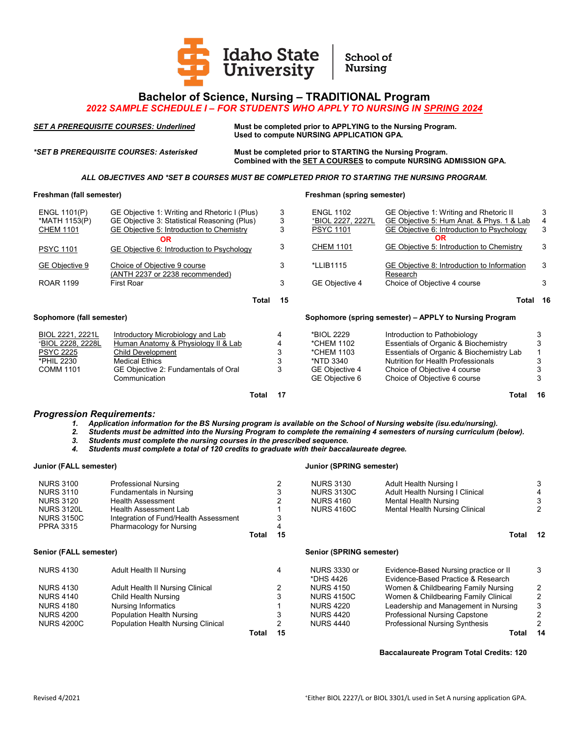Idaho State University | School of Nursing

# Bachelor of Science, Nursing – TRADITIONAL Program

## *2022 SAMPLE SCHEDULE I – FOR STUDENTS WHO APPLY TO NURSING IN SPRING 2024*

***SET A PREREQUISITE COURSES: Underlined*** — **Must be completed prior to APPLYING to the Nursing Program. Used to compute NURSING APPLICATION GPA.**

***\*SET B PREREQUISITE COURSES: Asterisked*** — **Must be completed prior to STARTING the Nursing Program. Combined with the SET A COURSES to compute NURSING ADMISSION GPA.**

***ALL OBJECTIVES AND \*SET B COURSES MUST BE COMPLETED PRIOR TO STARTING THE NURSING PROGRAM.***

### Freshman (fall semester)

| Course | Title | Credits |
|---|---|---|
| ENGL 1101(P) | GE Objective 1: Writing and Rhetoric I (Plus) | 3 |
| *MATH 1153(P) | GE Objective 3: Statistical Reasoning (Plus) | 3 |
| CHEM 1101 | GE Objective 5: Introduction to Chemistry | 3 |
| | **OR** | |
| PSYC 1101 | GE Objective 6: Introduction to Psychology | 3 |
| GE Objective 9 | Choice of Objective 9 course (ANTH 2237 or 2238 recommended) | 3 |
| ROAR 1199 | First Roar | 3 |
| | **Total** | **15** |

### Freshman (spring semester)

| Course | Title | Credits |
|---|---|---|
| ENGL 1102 | GE Objective 1: Writing and Rhetoric II | 3 |
| +BIOL 2227, 2227L | GE Objective 5: Hum Anat. & Phys. 1 & Lab | 4 |
| PSYC 1101 | GE Objective 6: Introduction to Psychology | 3 |
| | **OR** | |
| CHEM 1101 | GE Objective 5: Introduction to Chemistry | 3 |
| *LLIB1115 | GE Objective 8: Introduction to Information Research | 3 |
| GE Objective 4 | Choice of Objective 4 course | 3 |
| | **Total** | **16** |

### Sophomore (fall semester)

| Course | Title | Credits |
|---|---|---|
| BIOL 2221, 2221L | Introductory Microbiology and Lab | 4 |
| +BIOL 2228, 2228L | Human Anatomy & Physiology II & Lab | 4 |
| PSYC 2225 | Child Development | 3 |
| *PHIL 2230 | Medical Ethics | 3 |
| COMM 1101 | GE Objective 2: Fundamentals of Oral Communication | 3 |
| | **Total** | **17** |

### Sophomore (spring semester) – APPLY to Nursing Program

| Course | Title | Credits |
|---|---|---|
| *BIOL 2229 | Introduction to Pathobiology | 3 |
| *CHEM 1102 | Essentials of Organic & Biochemistry | 3 |
| *CHEM 1103 | Essentials of Organic & Biochemistry Lab | 1 |
| *NTD 3340 | Nutrition for Health Professionals | 3 |
| GE Objective 4 | Choice of Objective 4 course | 3 |
| GE Objective 6 | Choice of Objective 6 course | 3 |
| | **Total** | **16** |

## *Progression Requirements:*

1. ***Application information for the BS Nursing program is available on the School of Nursing website (isu.edu/nursing).***
2. ***Students must be admitted into the Nursing Program to complete the remaining 4 semesters of nursing curriculum (below).***
3. ***Students must complete the nursing courses in the prescribed sequence.***
4. ***Students must complete a total of 120 credits to graduate with their baccalaureate degree.***

### Junior (FALL semester)

| Course | Title | Credits |
|---|---|---|
| NURS 3100 | Professional Nursing | 2 |
| NURS 3110 | Fundamentals in Nursing | 3 |
| NURS 3120 | Health Assessment | 2 |
| NURS 3120L | Health Assessment Lab | 1 |
| NURS 3150C | Integration of Fund/Health Assessment | 3 |
| PPRA 3315 | Pharmacology for Nursing | 4 |
| | **Total** | **15** |

### Junior (SPRING semester)

| Course | Title | Credits |
|---|---|---|
| NURS 3130 | Adult Health Nursing I | 3 |
| NURS 3130C | Adult Health Nursing I Clinical | 4 |
| NURS 4160 | Mental Health Nursing | 3 |
| NURS 4160C | Mental Health Nursing Clinical | 2 |
| | **Total** | **12** |

### Senior (FALL semester)

| Course | Title | Credits |
|---|---|---|
| NURS 4130 | Adult Health II Nursing | 4 |
| NURS 4130 | Adult Health II Nursing Clinical | 2 |
| NURS 4140 | Child Health Nursing | 3 |
| NURS 4180 | Nursing Informatics | 1 |
| NURS 4200 | Population Health Nursing | 3 |
| NURS 4200C | Population Health Nursing Clinical | 2 |
| | **Total** | **15** |

### Senior (SPRING semester)

| Course | Title | Credits |
|---|---|---|
| NURS 3330 or *DHS 4426 | Evidence-Based Nursing practice or II Evidence-Based Practice & Research | 3 |
| NURS 4150 | Women & Childbearing Family Nursing | 2 |
| NURS 4150C | Women & Childbearing Family Clinical | 2 |
| NURS 4220 | Leadership and Management in Nursing | 3 |
| NURS 4420 | Professional Nursing Capstone | 2 |
| NURS 4440 | Professional Nursing Synthesis | 2 |
| | **Total** | **14** |

**Baccalaureate Program Total Credits: 120**

Revised 4/2021

+Either BIOL 2227/L or BIOL 3301/L used in Set A nursing application GPA.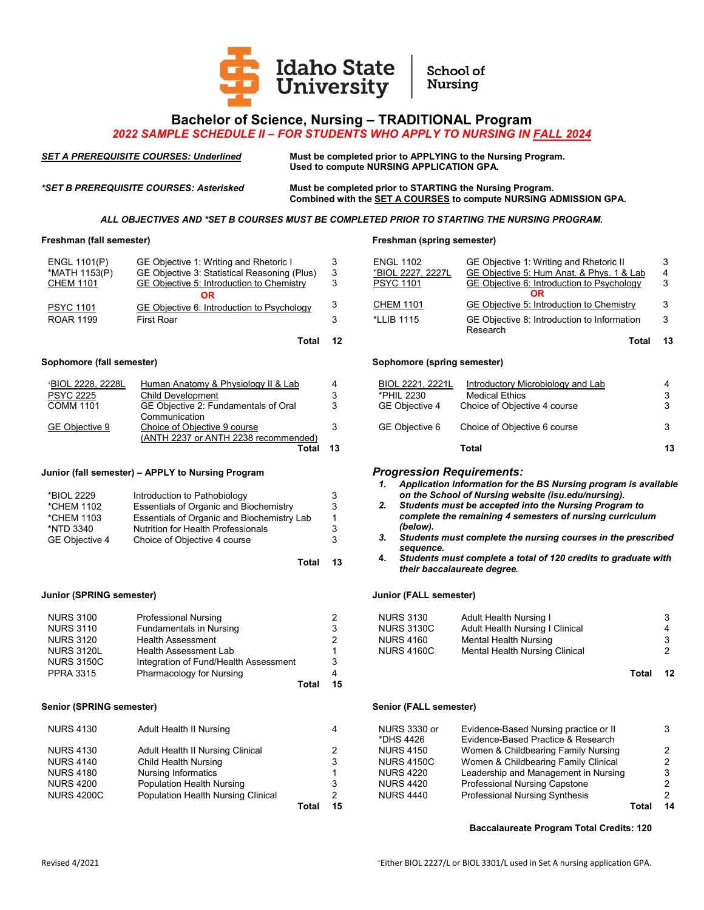Idaho State University | School of Nursing

# Bachelor of Science, Nursing – TRADITIONAL Program

***2022 SAMPLE SCHEDULE II – FOR STUDENTS WHO APPLY TO NURSING IN FALL 2024***

***SET A PREREQUISITE COURSES: Underlined*** — **Must be completed prior to APPLYING to the Nursing Program. Used to compute NURSING APPLICATION GPA.**

***\*SET B PREREQUISITE COURSES: Asterisked*** — **Must be completed prior to STARTING the Nursing Program. Combined with the SET A COURSES to compute NURSING ADMISSION GPA.**

***ALL OBJECTIVES AND \*SET B COURSES MUST BE COMPLETED PRIOR TO STARTING THE NURSING PROGRAM.***

### Freshman (fall semester)

| | | |
|---|---|---|
| ENGL 1101(P) | GE Objective 1: Writing and Rhetoric I | 3 |
| *MATH 1153(P) | GE Objective 3: Statistical Reasoning (Plus) | 3 |
| CHEM 1101 | GE Objective 5: Introduction to Chemistry | 3 |
| | **OR** | |
| PSYC 1101 | GE Objective 6: Introduction to Psychology | 3 |
| ROAR 1199 | First Roar | 3 |
| | **Total** | **12** |

### Freshman (spring semester)

| | | |
|---|---|---|
| ENGL 1102 | GE Objective 1: Writing and Rhetoric II | 3 |
| +BIOL 2227, 2227L | GE Objective 5: Hum Anat. & Phys. 1 & Lab | 4 |
| PSYC 1101 | GE Objective 6: Introduction to Psychology | 3 |
| | **OR** | |
| CHEM 1101 | GE Objective 5: Introduction to Chemistry | 3 |
| *LLIB 1115 | GE Objective 8: Introduction to Information Research | 3 |
| | **Total** | **13** |

### Sophomore (fall semester)

| | | |
|---|---|---|
| +BIOL 2228, 2228L | Human Anatomy & Physiology II & Lab | 4 |
| PSYC 2225 | Child Development | 3 |
| COMM 1101 | GE Objective 2: Fundamentals of Oral Communication | 3 |
| GE Objective 9 | Choice of Objective 9 course (ANTH 2237 or ANTH 2238 recommended) | 3 |
| | **Total** | **13** |

### Sophomore (spring semester)

| | | |
|---|---|---|
| BIOL 2221, 2221L | Introductory Microbiology and Lab | 4 |
| *PHIL 2230 | Medical Ethics | 3 |
| GE Objective 4 | Choice of Objective 4 course | 3 |
| GE Objective 6 | Choice of Objective 6 course | 3 |
| | **Total** | **13** |

### Junior (fall semester) – APPLY to Nursing Program

| | | |
|---|---|---|
| *BIOL 2229 | Introduction to Pathobiology | 3 |
| *CHEM 1102 | Essentials of Organic and Biochemistry | 3 |
| *CHEM 1103 | Essentials of Organic and Biochemistry Lab | 1 |
| *NTD 3340 | Nutrition for Health Professionals | 3 |
| GE Objective 4 | Choice of Objective 4 course | 3 |
| | **Total** | **13** |

### *Progression Requirements:*

1. ***Application information for the BS Nursing program is available on the School of Nursing website (isu.edu/nursing).***
2. ***Students must be accepted into the Nursing Program to complete the remaining 4 semesters of nursing curriculum (below).***
3. ***Students must complete the nursing courses in the prescribed sequence.***
4. ***Students must complete a total of 120 credits to graduate with their baccalaureate degree.***

### Junior (SPRING semester)

| | | |
|---|---|---|
| NURS 3100 | Professional Nursing | 2 |
| NURS 3110 | Fundamentals in Nursing | 3 |
| NURS 3120 | Health Assessment | 2 |
| NURS 3120L | Health Assessment Lab | 1 |
| NURS 3150C | Integration of Fund/Health Assessment | 3 |
| PPRA 3315 | Pharmacology for Nursing | 4 |
| | **Total** | **15** |

### Junior (FALL semester)

| | | |
|---|---|---|
| NURS 3130 | Adult Health Nursing I | 3 |
| NURS 3130C | Adult Health Nursing I Clinical | 4 |
| NURS 4160 | Mental Health Nursing | 3 |
| NURS 4160C | Mental Health Nursing Clinical | 2 |
| | **Total** | **12** |

### Senior (SPRING semester)

| | | |
|---|---|---|
| NURS 4130 | Adult Health II Nursing | 4 |
| NURS 4130 | Adult Health II Nursing Clinical | 2 |
| NURS 4140 | Child Health Nursing | 3 |
| NURS 4180 | Nursing Informatics | 1 |
| NURS 4200 | Population Health Nursing | 3 |
| NURS 4200C | Population Health Nursing Clinical | 2 |
| | **Total** | **15** |

### Senior (FALL semester)

| | | |
|---|---|---|
| NURS 3330 or *DHS 4426 | Evidence-Based Nursing practice or II Evidence-Based Practice & Research | 3 |
| NURS 4150 | Women & Childbearing Family Nursing | 2 |
| NURS 4150C | Women & Childbearing Family Clinical | 2 |
| NURS 4220 | Leadership and Management in Nursing | 3 |
| NURS 4420 | Professional Nursing Capstone | 2 |
| NURS 4440 | Professional Nursing Synthesis | 2 |
| | **Total** | **14** |

**Baccalaureate Program Total Credits: 120**

Revised 4/2021

+Either BIOL 2227/L or BIOL 3301/L used in Set A nursing application GPA.